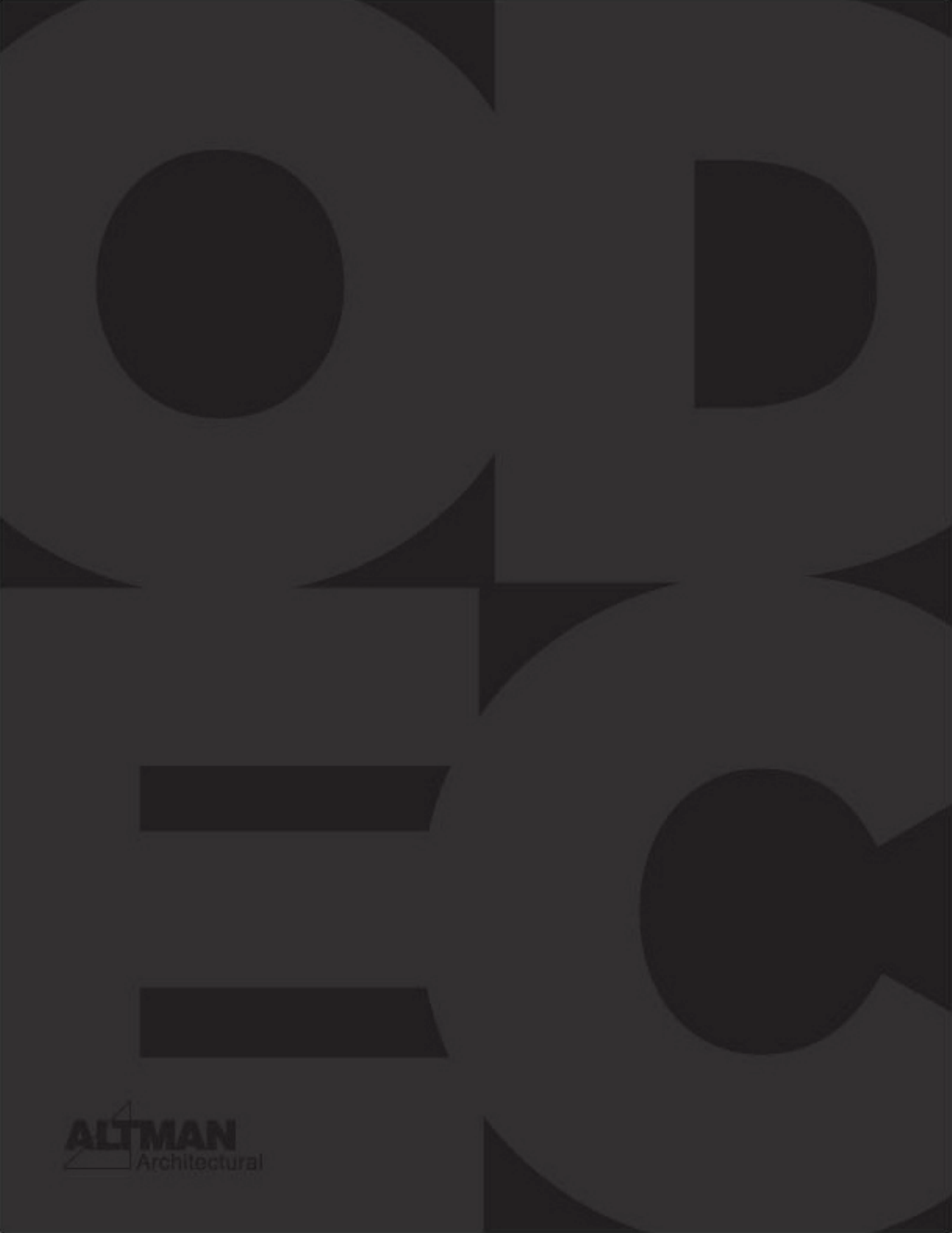ALTMAN
Architectural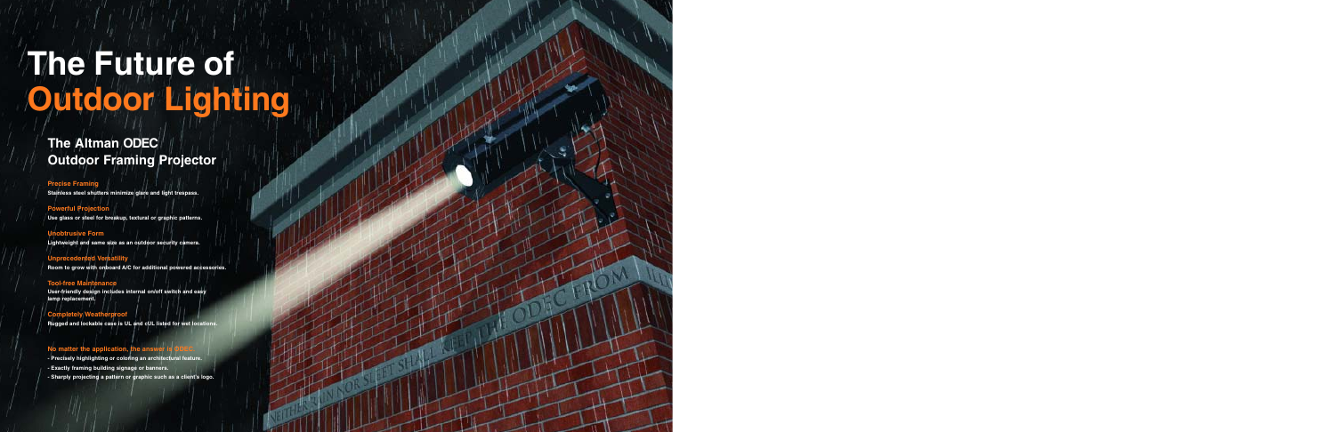# The Future of Outdoor Lighting

## The Altman ODEC Outdoor Framing Projector

**Precise Framing**
Stainless steel shutters minimize glare and light trespass.

**Powerful Projection**
Use glass or steel for breakup, textural or graphic patterns.

**Unobtrusive Form**
Lightweight and same size as an outdoor security camera.

**Unprecedented Versatility**
Room to grow with onboard A/C for additional powered accessories.

**Tool-free Maintenance**
User-friendly design includes internal on/off switch and easy lamp replacement.

**Completely Weatherproof**
Rugged and lockable case is UL and cUL listed for wet locations.

**No matter the application, the answer is ODEC.**

- Precisely highlighting or coloring an architectural feature.
- Exactly framing building signage or banners.
- Sharply projecting a pattern or graphic such as a client's logo.

NEITHER RAIN NOR SLEET SHALL KEEP THE ODEC FROM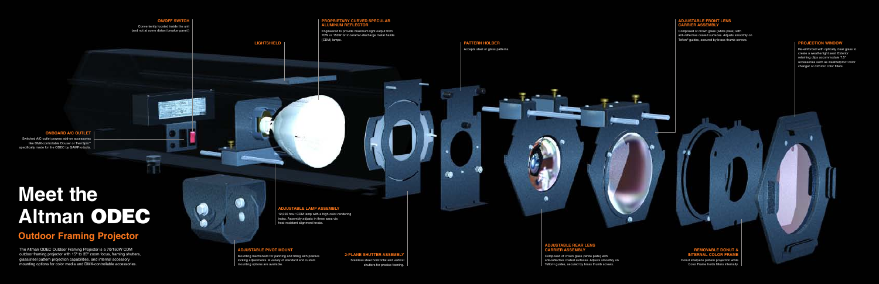# Meet the Altman ODEC

## Outdoor Framing Projector

The Altman ODEC Outdoor Framing Projector is a 70/150W CDM outdoor framing projector with 15° to 35° zoom focus, framing shutters, glass/steel pattern projection capabilities, and internal accessory mounting options for color media and DMX-controllable accessories.

**ON/OFF SWITCH**

Conveniently located inside the unit (and not at some distant breaker panel.)

**LIGHTSHIELD**

**PROPRIETARY CURVED SPECULAR ALUMINUM REFLECTOR**

Engineered to provide maximum light output from 70W or 150W G12 ceramic-discharge metal halide (CDM) lamps.

**PATTERN HOLDER**

Accepts steel or glass patterns.

**ADJUSTABLE FRONT LENS CARRIER ASSEMBLY**

Composed of crown glass (white plate) with anti-reflective coated surfaces. Adjusts smoothly on Teflon® guides, secured by brass thumb screws.

**PROJECTION WINDOW**

Re-enforced with optically clear glass to create a weathertight seal. Exterior retaining clips accommodate 7.5" accessories such as weatherproof color changer or dichroic color filters.

**ONBOARD A/C OUTLET**

Switched A/C outlet powers add-on accessories like DMX-controllable Douser or TwinSpin™ specifically made for the ODEC by GAMProducts.

**ADJUSTABLE LAMP ASSEMBLY**

12,000 hour CDM lamp with a high color-rendering index. Assembly adjusts in three axes via heat-resistant alignment knobs.

**ADJUSTABLE PIVOT MOUNT**

Mounting mechanism for panning and tilting with positive locking adjustments. A variety of standard and custom mounting options are available.

**2-PLANE SHUTTER ASSEMBLY**

Stainless steel horizontal and vertical shutters for precise framing.

**ADJUSTABLE REAR LENS CARRIER ASSEMBLY**

Composed of crown glass (white plate) with anti-reflective coated surfaces. Adjusts smoothly on Teflon® guides, secured by brass thumb screws.

**REMOVABLE DONUT & INTERNAL COLOR FRAME**

Donut sharpens pattern projection while Color Frame holds filters internally.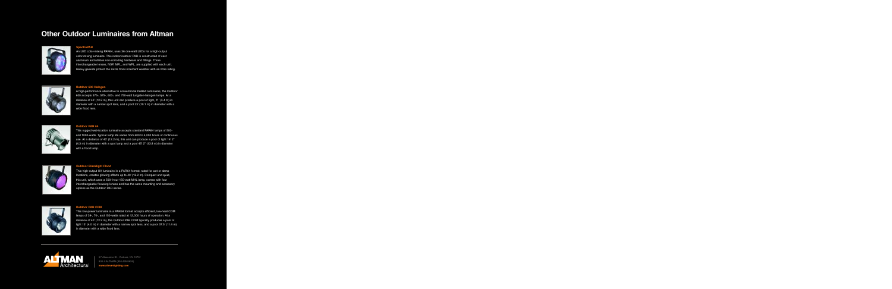## Other Outdoor Luminaires from Altman

**SpectraPAR**

An LED color-mixing PAR64, uses 36 one-watt LEDs for a high-output color-mixing luminaire. This indoor/outdoor PAR is constructed of cast aluminum and utilizes non-corroding hardware and fittings. Three interchangeable lenses, NSP, MFL, and WFL, are supplied with each unit. Heavy gaskets protect the LEDs from inclement weather with an IP66 rating.

**Outdoor 600 Halogen**

A high-performance alternative to conventional PAR64 luminaires, the Outdoor 600 accepts 375-, 575-, 600-, and 750-watt tungsten-halogen lamps. At a distance of 40' (12.2 m), this unit can produce a pool of light, 11' (3.4 m) in diameter with a narrow spot lens, and a pool 33' (10.1 m) in diameter with a wide flood lens.

**Outdoor PAR 64**

This rugged wet-location luminaire accepts standard PAR64 lamps of 500- and 1000-watts. Typical lamp life varies from 600 to 4,000 hours of continuous use. At a distance of 40' (12.2 m), this unit can produce a pool of light 14' 2" (4.3 m) in diameter with a spot lamp and a pool 45' 2" (13.8 m) in diameter with a flood lamp.

**Outdoor Blacklight Flood**

This high-output UV luminaire is a PAR64 format, rated for wet or damp locations, creates glowing effects up to 40' (12.2 m). Compact and quiet, this unit, which uses a 500- hour 150-watt MHL lamp, comes with four interchangeable focusing lenses and has the same mounting and accessory options as the Outdoor PAR series.

**Outdoor PAR CDM**

This low-power luminaire in a PAR64 format accepts efficient, low-heat CDM lamps of 39-, 70-, and 150-watts rated at 12,000 hours of operation. At a distance of 40' (12.2 m), the Outdoor PAR CDM typically produces a pool of light 13' (4.0 m) in diameter with a narrow spot lens, and a pool 37.5' (11.4 m) in diameter with a wide flood lens.

ALTMAN Architectural

57 Alexander St., Yonkers, NY 10701
800.4.ALTMAN (800.425.8626)
www.altmanlighting.com